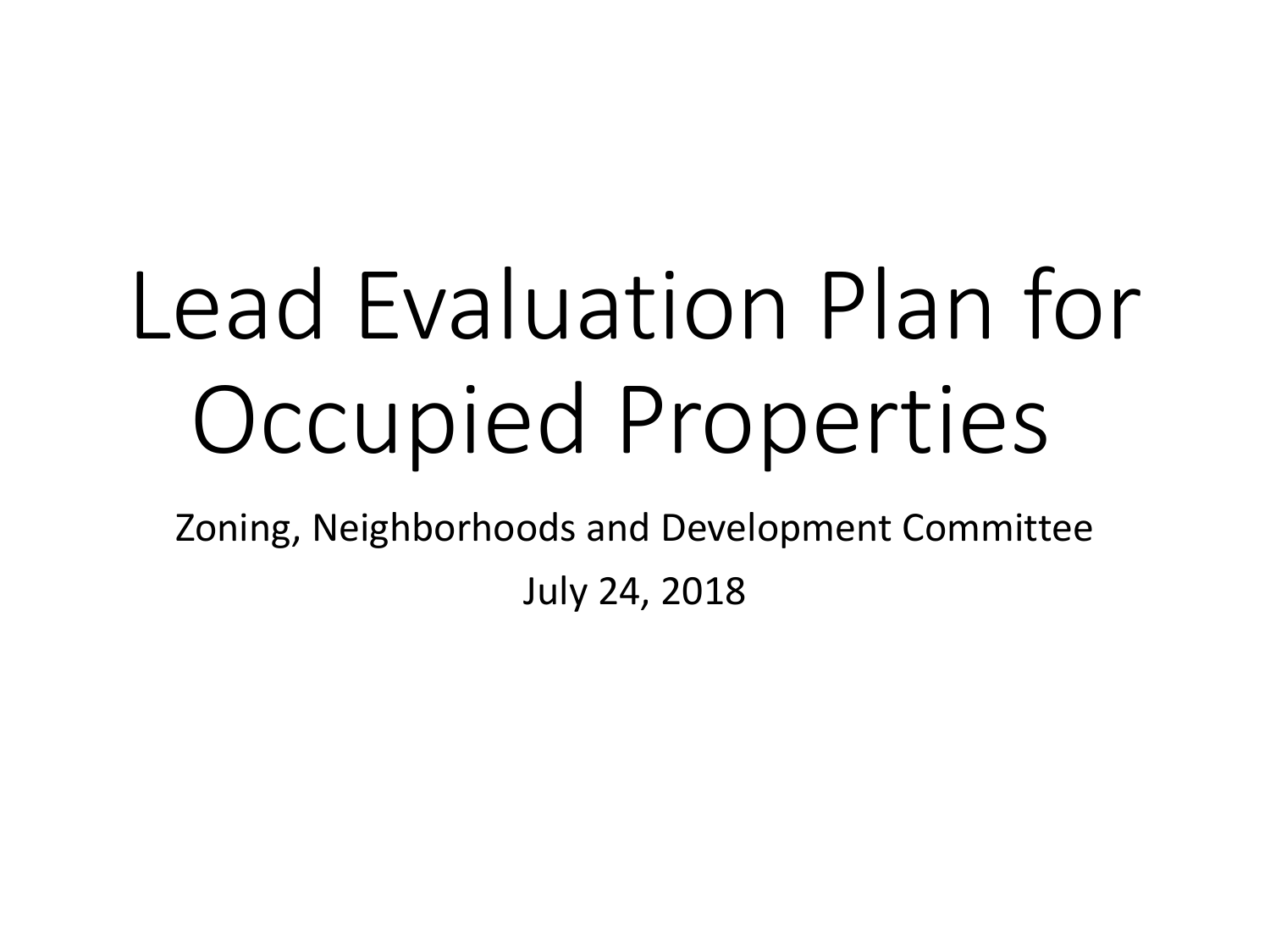# Lead Evaluation Plan for Occupied Properties

Zoning, Neighborhoods and Development Committee

July 24, 2018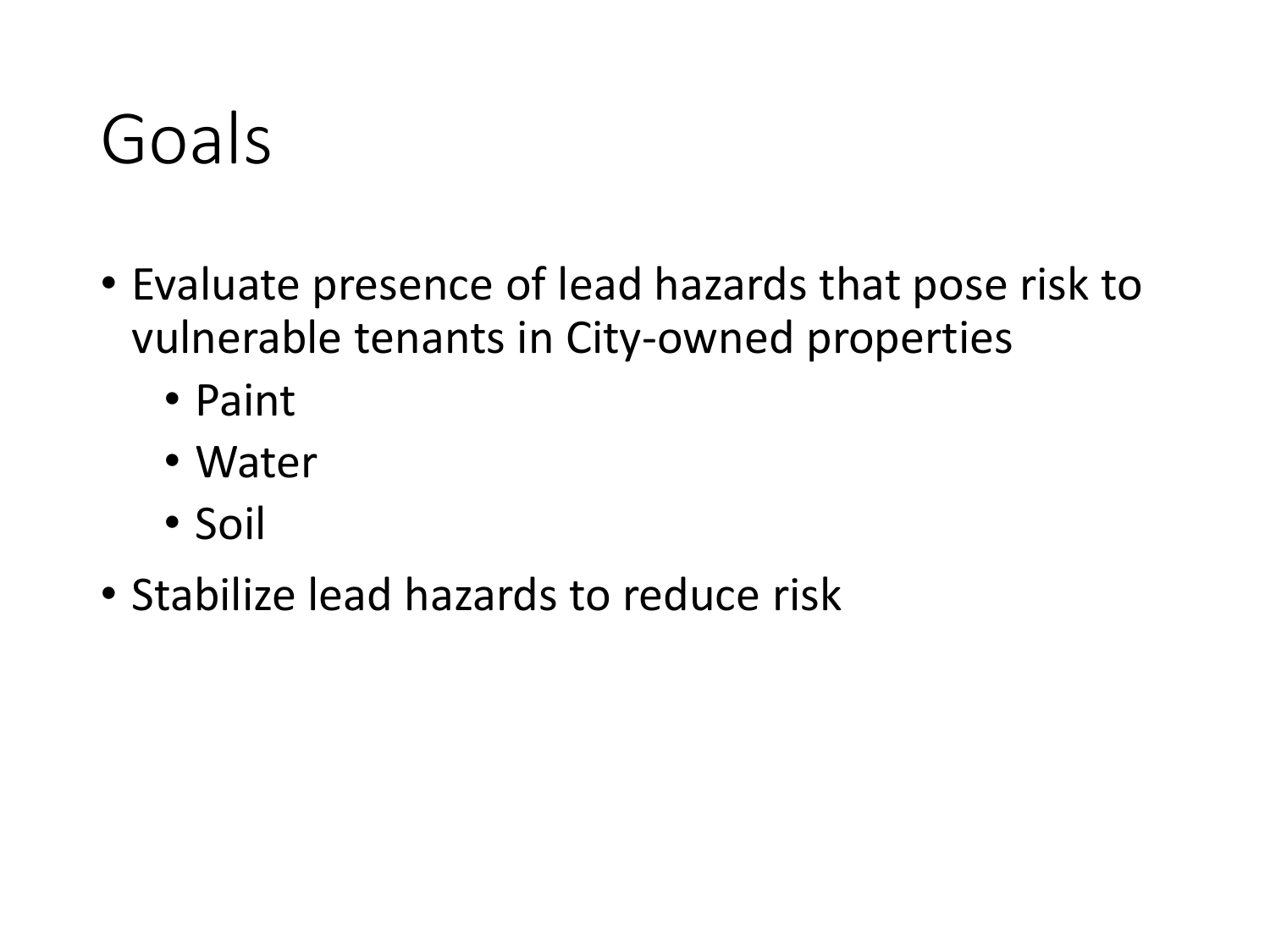# Goals

- Evaluate presence of lead hazards that pose risk to vulnerable tenants in City-owned properties
  - Paint
  - Water
  - Soil
- Stabilize lead hazards to reduce risk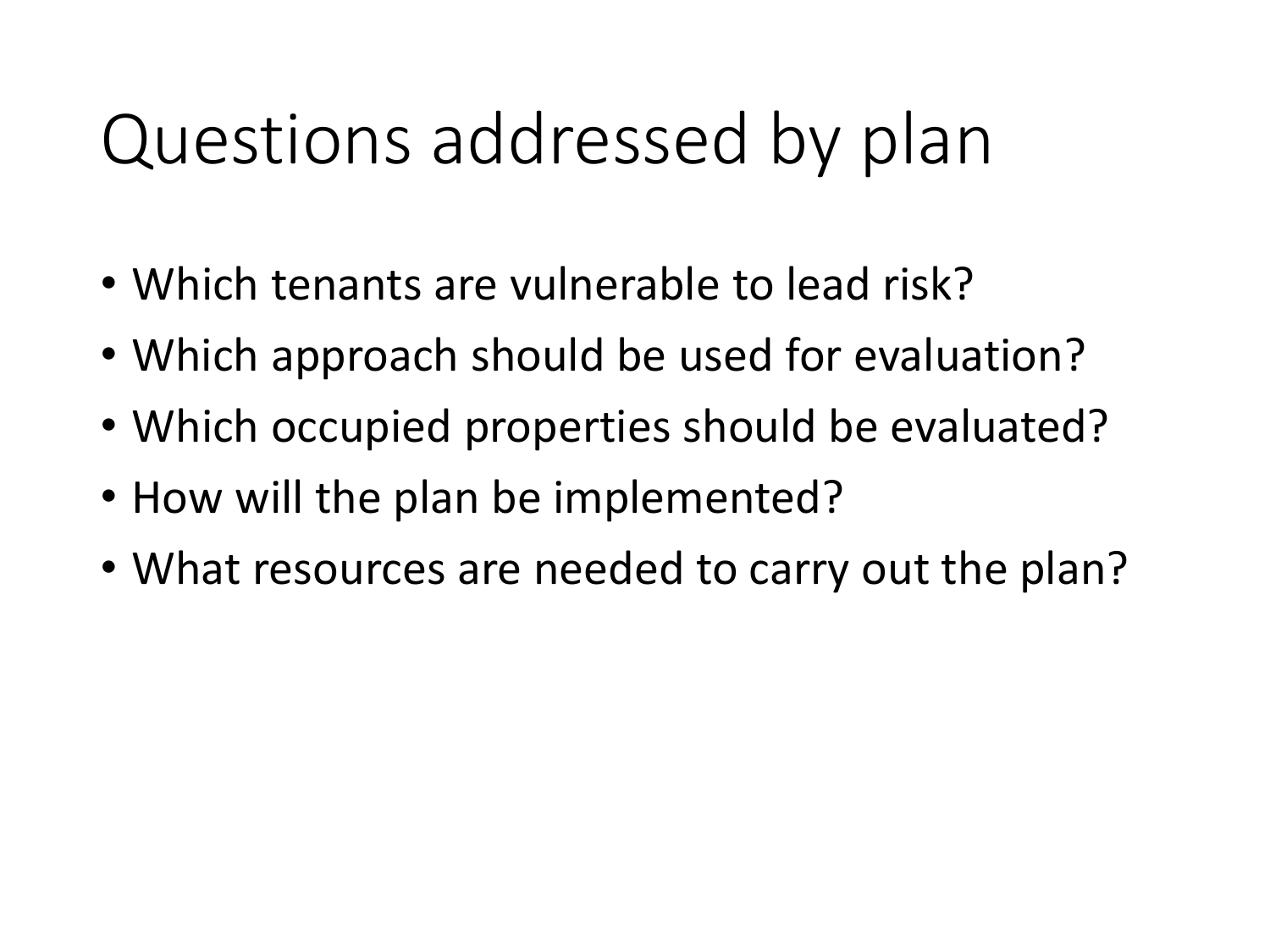# Questions addressed by plan

- Which tenants are vulnerable to lead risk?
- Which approach should be used for evaluation?
- Which occupied properties should be evaluated?
- How will the plan be implemented?
- What resources are needed to carry out the plan?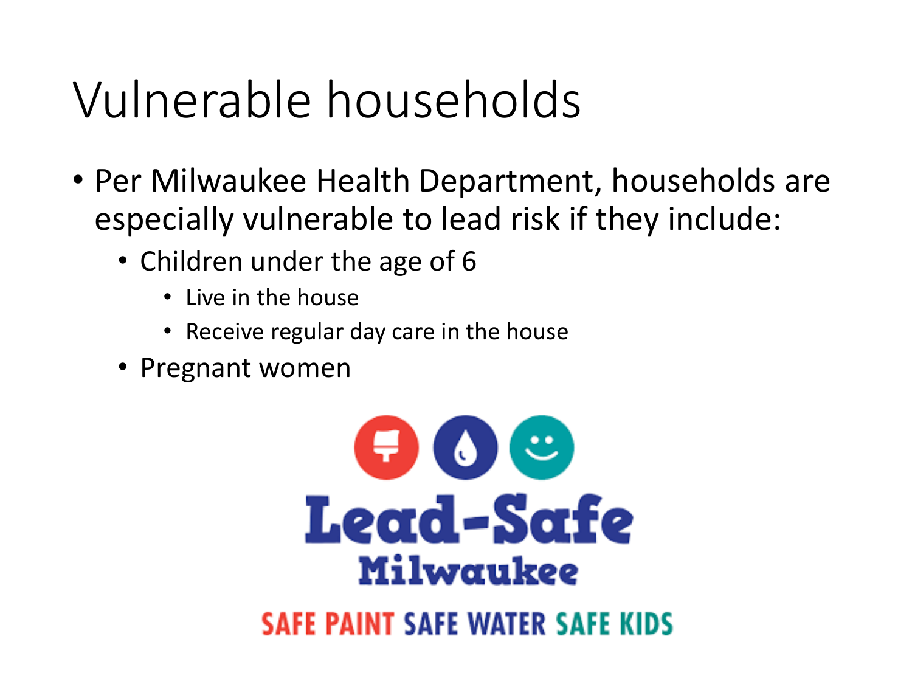# Vulnerable households

- Per Milwaukee Health Department, households are especially vulnerable to lead risk if they include:
  - Children under the age of 6
    - Live in the house
    - Receive regular day care in the house
  - Pregnant women

Lead-Safe Milwaukee

SAFE PAINT SAFE WATER SAFE KIDS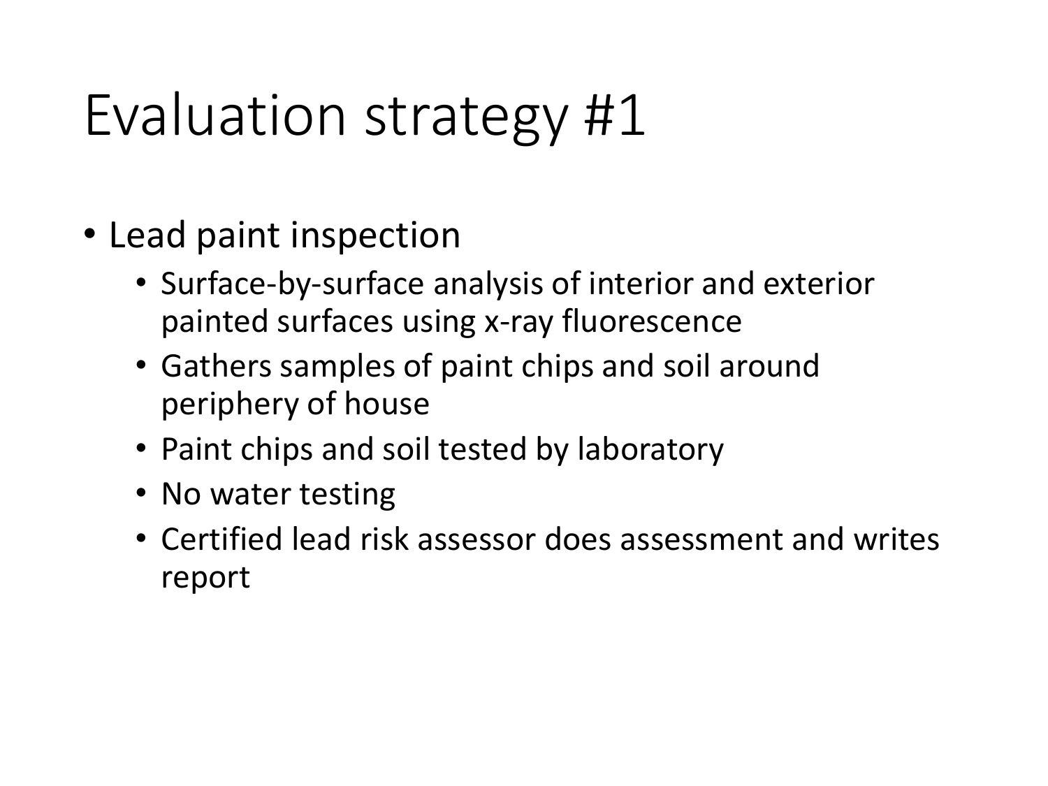# Evaluation strategy #1

- Lead paint inspection
  - Surface-by-surface analysis of interior and exterior painted surfaces using x-ray fluorescence
  - Gathers samples of paint chips and soil around periphery of house
  - Paint chips and soil tested by laboratory
  - No water testing
  - Certified lead risk assessor does assessment and writes report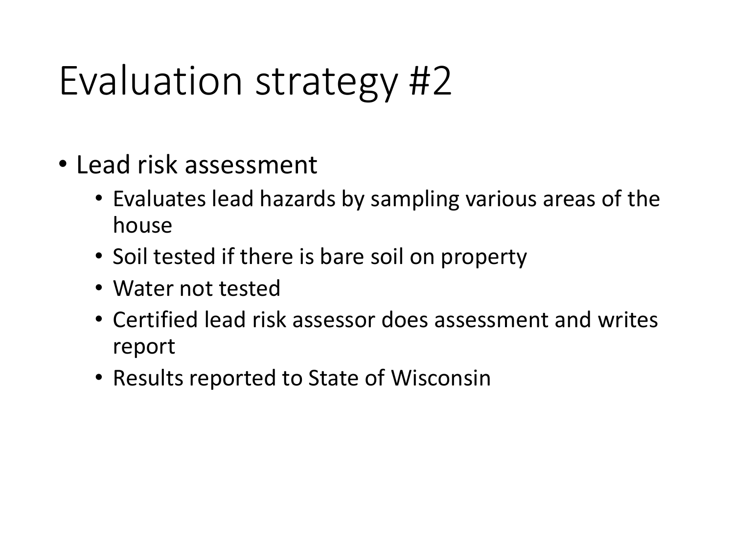# Evaluation strategy #2

- Lead risk assessment
  - Evaluates lead hazards by sampling various areas of the house
  - Soil tested if there is bare soil on property
  - Water not tested
  - Certified lead risk assessor does assessment and writes report
  - Results reported to State of Wisconsin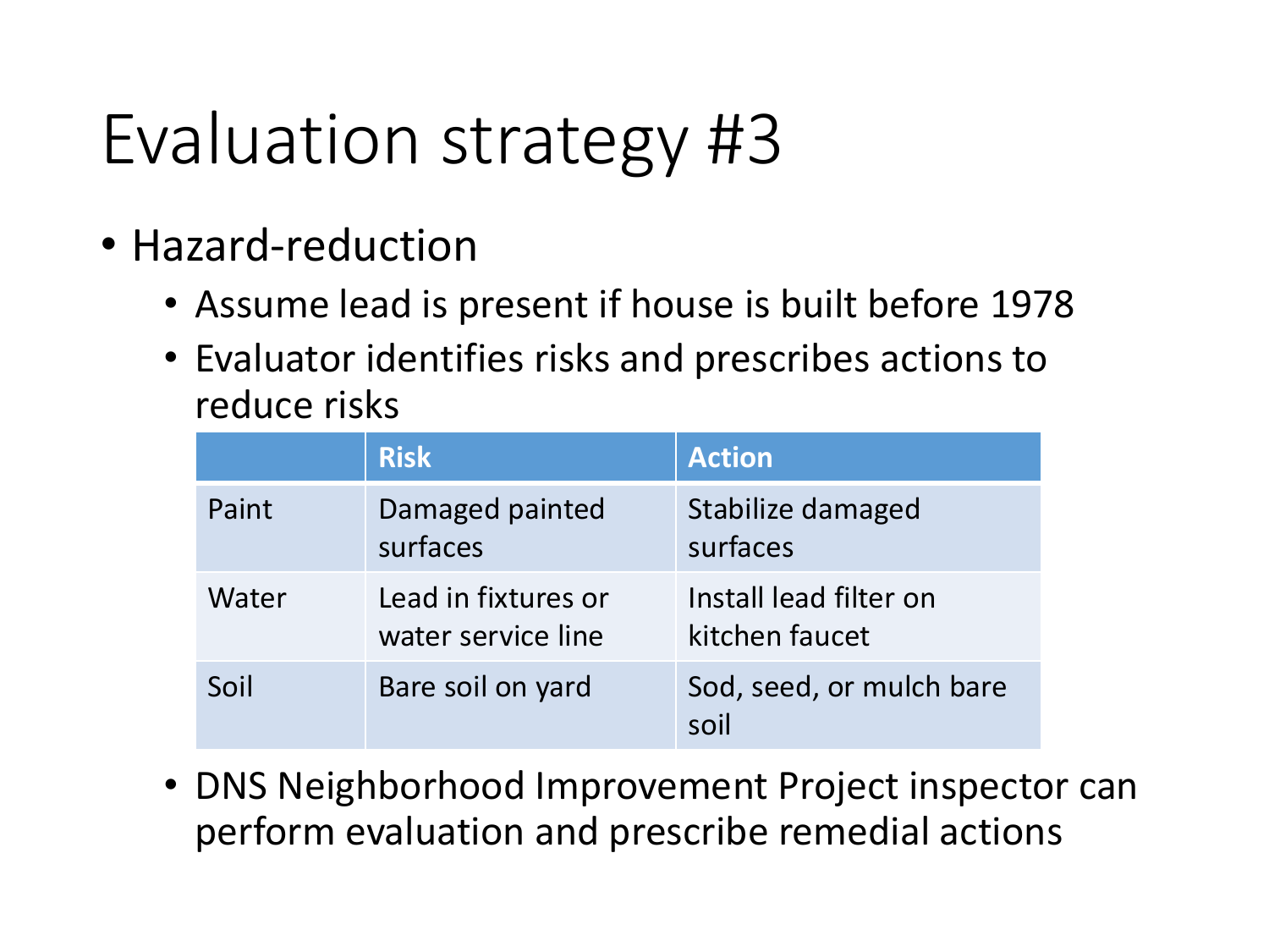# Evaluation strategy #3

- Hazard-reduction
  - Assume lead is present if house is built before 1978
  - Evaluator identifies risks and prescribes actions to reduce risks

| | Risk | Action |
|---|---|---|
| Paint | Damaged painted surfaces | Stabilize damaged surfaces |
| Water | Lead in fixtures or water service line | Install lead filter on kitchen faucet |
| Soil | Bare soil on yard | Sod, seed, or mulch bare soil |

  - DNS Neighborhood Improvement Project inspector can perform evaluation and prescribe remedial actions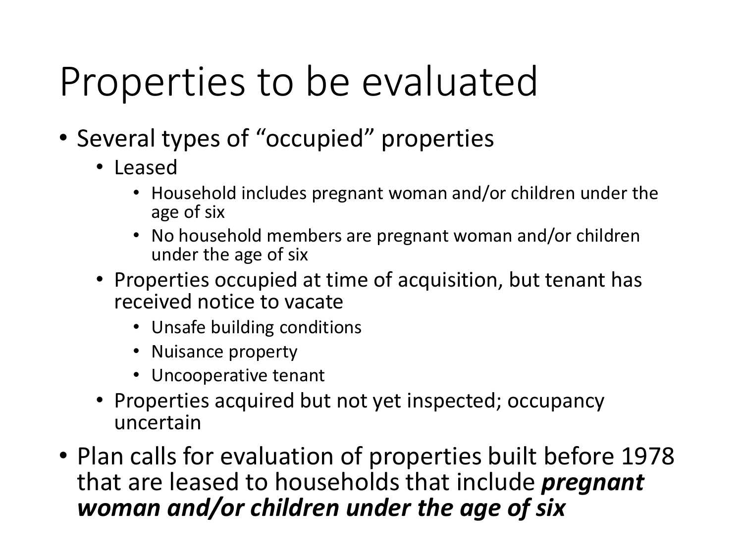# Properties to be evaluated

- Several types of "occupied" properties
  - Leased
    - Household includes pregnant woman and/or children under the age of six
    - No household members are pregnant woman and/or children under the age of six
  - Properties occupied at time of acquisition, but tenant has received notice to vacate
    - Unsafe building conditions
    - Nuisance property
    - Uncooperative tenant
  - Properties acquired but not yet inspected; occupancy uncertain
- Plan calls for evaluation of properties built before 1978 that are leased to households that include ***pregnant woman and/or children under the age of six***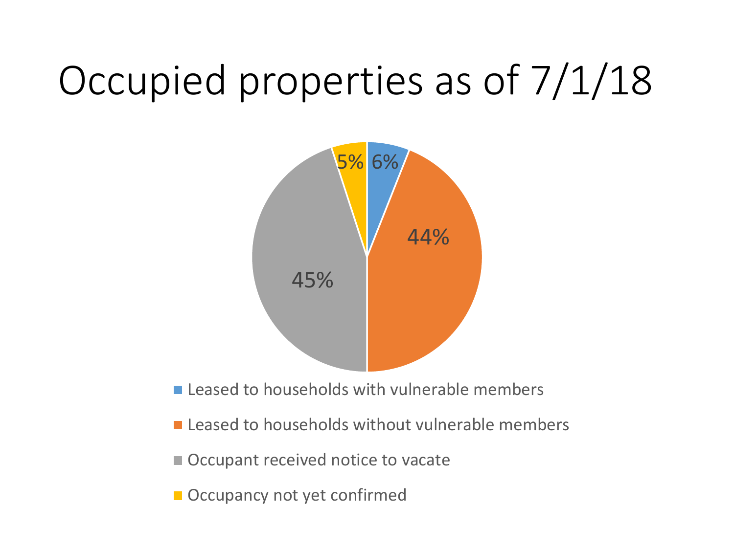# Occupied properties as of 7/1/18

| Category | Percentage |
| --- | --- |
| Leased to households with vulnerable members | 6% |
| Leased to households without vulnerable members | 44% |
| Occupant received notice to vacate | 45% |
| Occupancy not yet confirmed | 5% |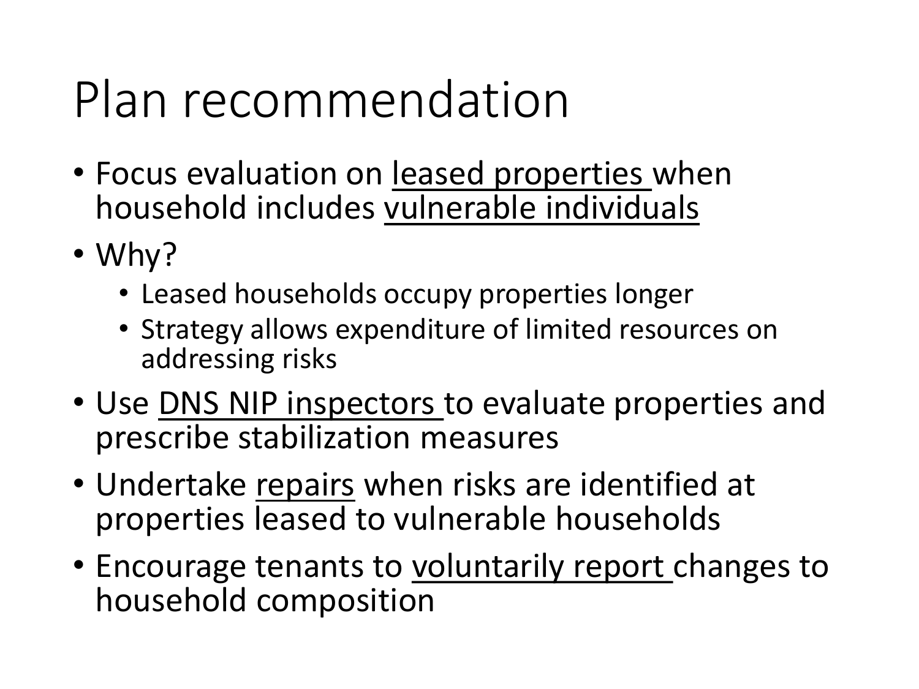# Plan recommendation

- Focus evaluation on <u>leased properties</u> when household includes <u>vulnerable individuals</u>
- Why?
  - Leased households occupy properties longer
  - Strategy allows expenditure of limited resources on addressing risks
- Use <u>DNS NIP inspectors</u> to evaluate properties and prescribe stabilization measures
- Undertake <u>repairs</u> when risks are identified at properties leased to vulnerable households
- Encourage tenants to <u>voluntarily report</u> changes to household composition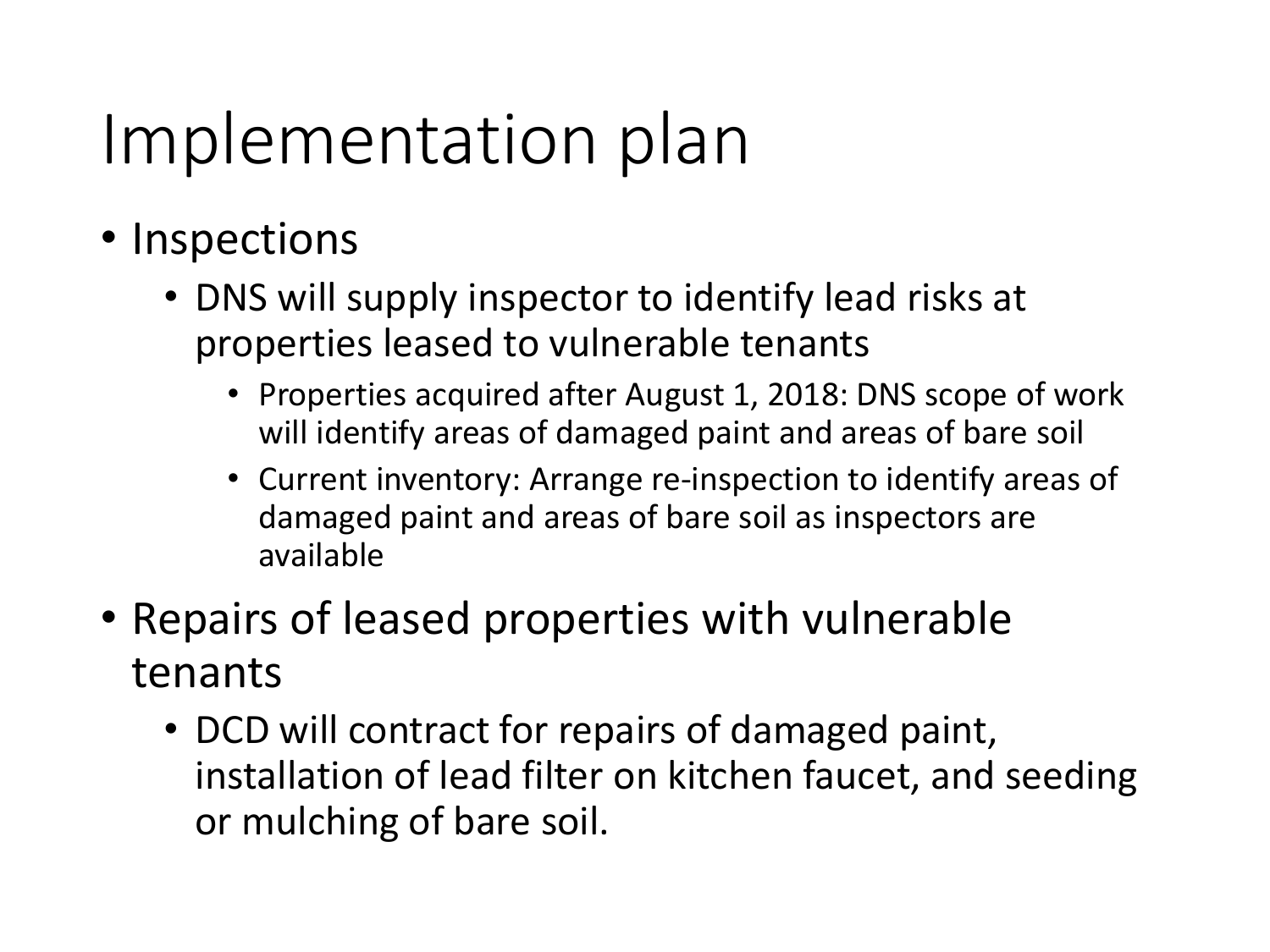# Implementation plan

- Inspections
  - DNS will supply inspector to identify lead risks at properties leased to vulnerable tenants
    - Properties acquired after August 1, 2018: DNS scope of work will identify areas of damaged paint and areas of bare soil
    - Current inventory: Arrange re-inspection to identify areas of damaged paint and areas of bare soil as inspectors are available
- Repairs of leased properties with vulnerable tenants
  - DCD will contract for repairs of damaged paint, installation of lead filter on kitchen faucet, and seeding or mulching of bare soil.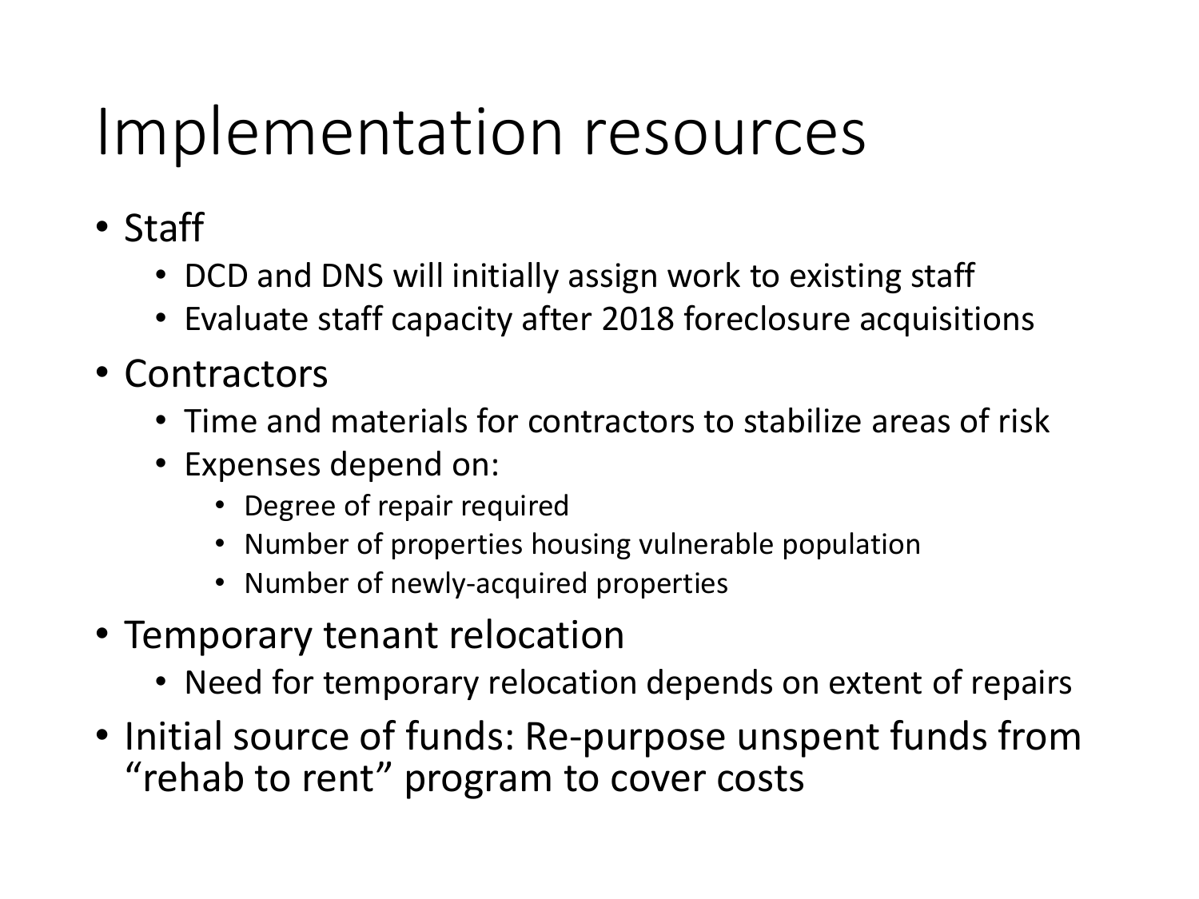# Implementation resources

- Staff
  - DCD and DNS will initially assign work to existing staff
  - Evaluate staff capacity after 2018 foreclosure acquisitions
- Contractors
  - Time and materials for contractors to stabilize areas of risk
  - Expenses depend on:
    - Degree of repair required
    - Number of properties housing vulnerable population
    - Number of newly-acquired properties
- Temporary tenant relocation
  - Need for temporary relocation depends on extent of repairs
- Initial source of funds: Re-purpose unspent funds from "rehab to rent" program to cover costs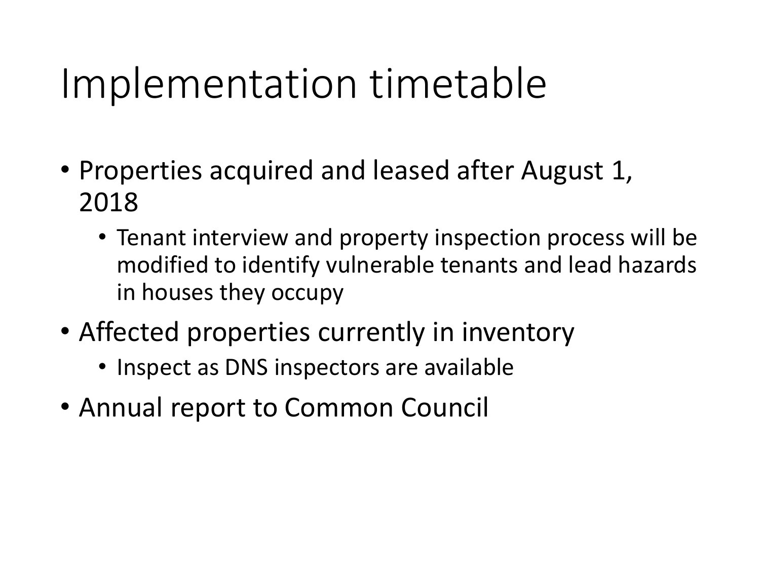# Implementation timetable

- Properties acquired and leased after August 1, 2018
  - Tenant interview and property inspection process will be modified to identify vulnerable tenants and lead hazards in houses they occupy
- Affected properties currently in inventory
  - Inspect as DNS inspectors are available
- Annual report to Common Council